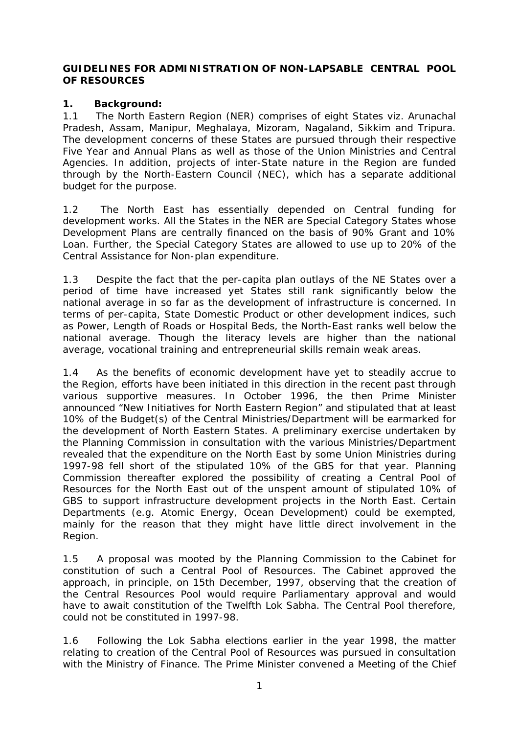**GUIDELINES FOR ADMINISTRATION OF NON-LAPSABLE CENTRAL POOL OF RESOURCES**

**1. Background:**

1.1 The North Eastern Region (NER) comprises of eight States viz. Arunachal Pradesh, Assam, Manipur, Meghalaya, Mizoram, Nagaland, Sikkim and Tripura. The development concerns of these States are pursued through their respective Five Year and Annual Plans as well as those of the Union Ministries and Central Agencies. In addition, projects of inter-State nature in the Region are funded through by the North-Eastern Council (NEC), which has a separate additional budget for the purpose.

1.2 The North East has essentially depended on Central funding for development works. All the States in the NER are Special Category States whose Development Plans are centrally financed on the basis of 90% Grant and 10% Loan. Further, the Special Category States are allowed to use up to 20% of the Central Assistance for Non-plan expenditure.

1.3 Despite the fact that the per-capita plan outlays of the NE States over a period of time have increased yet States still rank significantly below the national average in so far as the development of infrastructure is concerned. In terms of per-capita, State Domestic Product or other development indices, such as Power, Length of Roads or Hospital Beds, the North-East ranks well below the national average. Though the literacy levels are higher than the national average, vocational training and entrepreneurial skills remain weak areas.

1.4 As the benefits of economic development have yet to steadily accrue to the Region, efforts have been initiated in this direction in the recent past through various supportive measures. In October 1996, the then Prime Minister announced "New Initiatives for North Eastern Region" and stipulated that at least 10% of the Budget(s) of the Central Ministries/Department will be earmarked for the development of North Eastern States. A preliminary exercise undertaken by the Planning Commission in consultation with the various Ministries/Department revealed that the expenditure on the North East by some Union Ministries during 1997-98 fell short of the stipulated 10% of the GBS for that year. Planning Commission thereafter explored the possibility of creating a Central Pool of Resources for the North East out of the unspent amount of stipulated 10% of GBS to support infrastructure development projects in the North East. Certain Departments (e.g. Atomic Energy, Ocean Development) could be exempted, mainly for the reason that they might have little direct involvement in the Region.

1.5 A proposal was mooted by the Planning Commission to the Cabinet for constitution of such a Central Pool of Resources. The Cabinet approved the approach, in principle, on 15th December, 1997, observing that the creation of the Central Resources Pool would require Parliamentary approval and would have to await constitution of the Twelfth Lok Sabha. The Central Pool therefore, could not be constituted in 1997-98.

1.6 Following the Lok Sabha elections earlier in the year 1998, the matter relating to creation of the Central Pool of Resources was pursued in consultation with the Ministry of Finance. The Prime Minister convened a Meeting of the Chief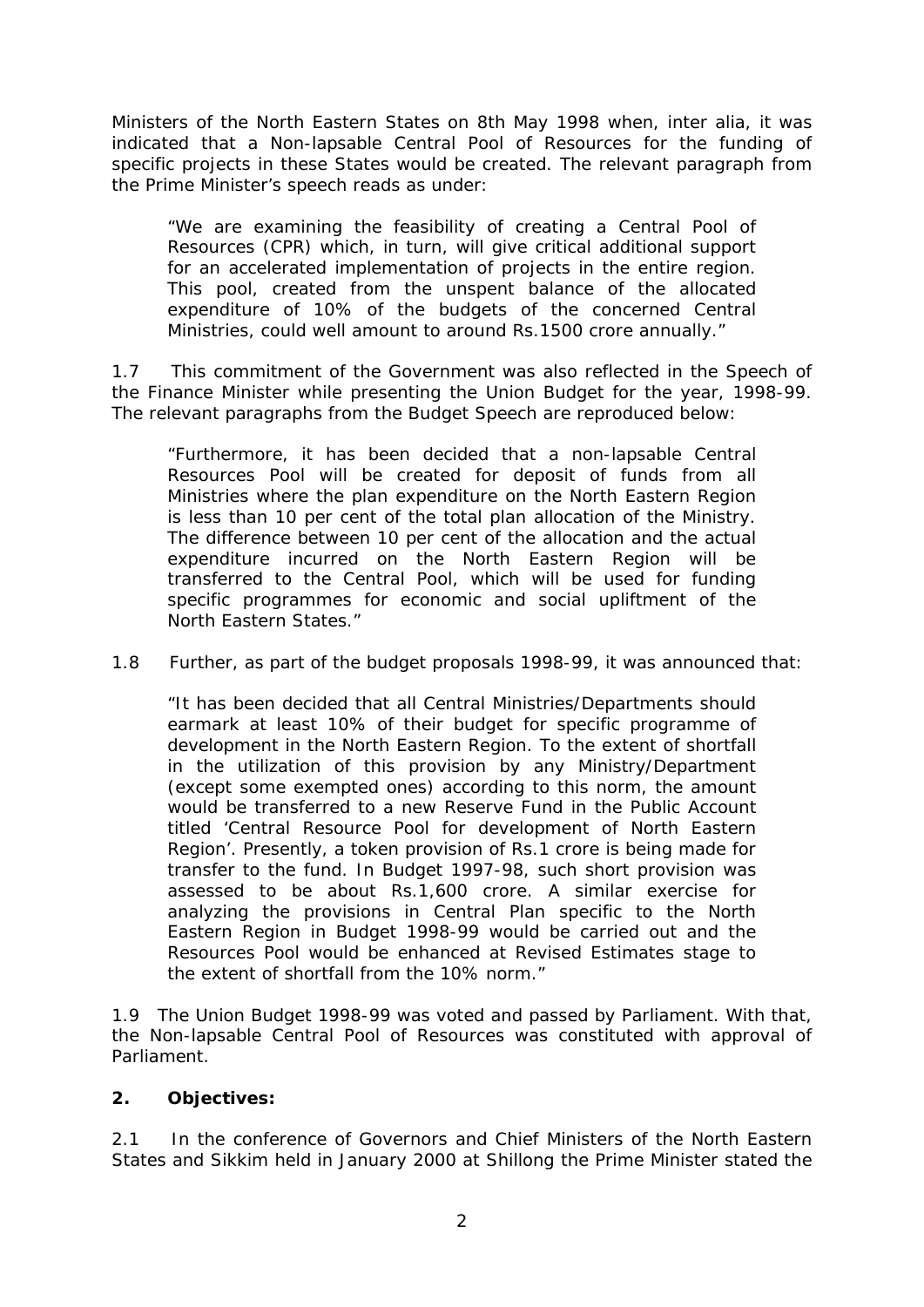Ministers of the North Eastern States on 8th May 1998 when, inter alia, it was indicated that a Non-lapsable Central Pool of Resources for the funding of specific projects in these States would be created. The relevant paragraph from the Prime Minister's speech reads as under:

> "We are examining the feasibility of creating a Central Pool of Resources (CPR) which, in turn, will give critical additional support for an accelerated implementation of projects in the entire region. This pool, created from the unspent balance of the allocated expenditure of 10% of the budgets of the concerned Central Ministries, could well amount to around Rs.1500 crore annually."

1.7 This commitment of the Government was also reflected in the Speech of the Finance Minister while presenting the Union Budget for the year, 1998-99. The relevant paragraphs from the Budget Speech are reproduced below:

> "Furthermore, it has been decided that a non-lapsable Central Resources Pool will be created for deposit of funds from all Ministries where the plan expenditure on the North Eastern Region is less than 10 per cent of the total plan allocation of the Ministry. The difference between 10 per cent of the allocation and the actual expenditure incurred on the North Eastern Region will be transferred to the Central Pool, which will be used for funding specific programmes for economic and social upliftment of the North Eastern States."

1.8 Further, as part of the budget proposals 1998-99, it was announced that:

> "It has been decided that all Central Ministries/Departments should earmark at least 10% of their budget for specific programme of development in the North Eastern Region. To the extent of shortfall in the utilization of this provision by any Ministry/Department (except some exempted ones) according to this norm, the amount would be transferred to a new Reserve Fund in the Public Account titled 'Central Resource Pool for development of North Eastern Region'. Presently, a token provision of Rs.1 crore is being made for transfer to the fund. In Budget 1997-98, such short provision was assessed to be about Rs.1,600 crore. A similar exercise for analyzing the provisions in Central Plan specific to the North Eastern Region in Budget 1998-99 would be carried out and the Resources Pool would be enhanced at Revised Estimates stage to the extent of shortfall from the 10% norm."

1.9 The Union Budget 1998-99 was voted and passed by Parliament. With that, the Non-lapsable Central Pool of Resources was constituted with approval of Parliament.

## 2. Objectives:

2.1 In the conference of Governors and Chief Ministers of the North Eastern States and Sikkim held in January 2000 at Shillong the Prime Minister stated the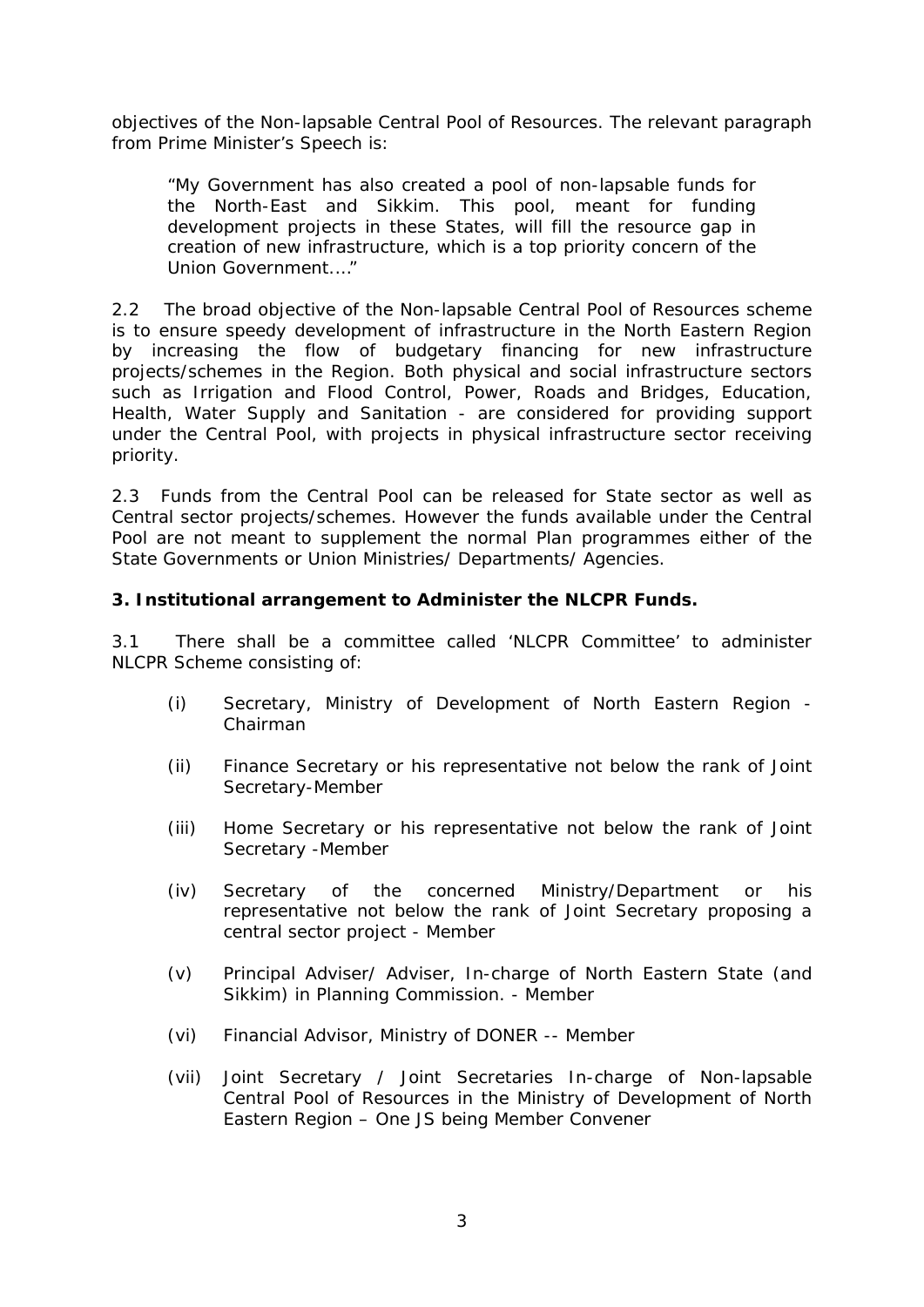objectives of the Non-lapsable Central Pool of Resources. The relevant paragraph from Prime Minister's Speech is:

> "My Government has also created a pool of non-lapsable funds for the North-East and Sikkim. This pool, meant for funding development projects in these States, will fill the resource gap in creation of new infrastructure, which is a top priority concern of the Union Government…."

2.2 The broad objective of the Non-lapsable Central Pool of Resources scheme is to ensure speedy development of infrastructure in the North Eastern Region by increasing the flow of budgetary financing for new infrastructure projects/schemes in the Region. Both physical and social infrastructure sectors such as Irrigation and Flood Control, Power, Roads and Bridges, Education, Health, Water Supply and Sanitation - are considered for providing support under the Central Pool, with projects in physical infrastructure sector receiving priority.

2.3 Funds from the Central Pool can be released for State sector as well as Central sector projects/schemes. However the funds available under the Central Pool are not meant to supplement the normal Plan programmes either of the State Governments or Union Ministries/ Departments/ Agencies.

**3. Institutional arrangement to Administer the NLCPR Funds.**

3.1 There shall be a committee called 'NLCPR Committee' to administer NLCPR Scheme consisting of:

(i) Secretary, Ministry of Development of North Eastern Region - Chairman

(ii) Finance Secretary or his representative not below the rank of Joint Secretary-Member

(iii) Home Secretary or his representative not below the rank of Joint Secretary -Member

(iv) Secretary of the concerned Ministry/Department or his representative not below the rank of Joint Secretary proposing a central sector project - Member

(v) Principal Adviser/ Adviser, In-charge of North Eastern State (and Sikkim) in Planning Commission. - Member

(vi) Financial Advisor, Ministry of DONER -- Member

(vii) Joint Secretary / Joint Secretaries In-charge of Non-lapsable Central Pool of Resources in the Ministry of Development of North Eastern Region – One JS being Member Convener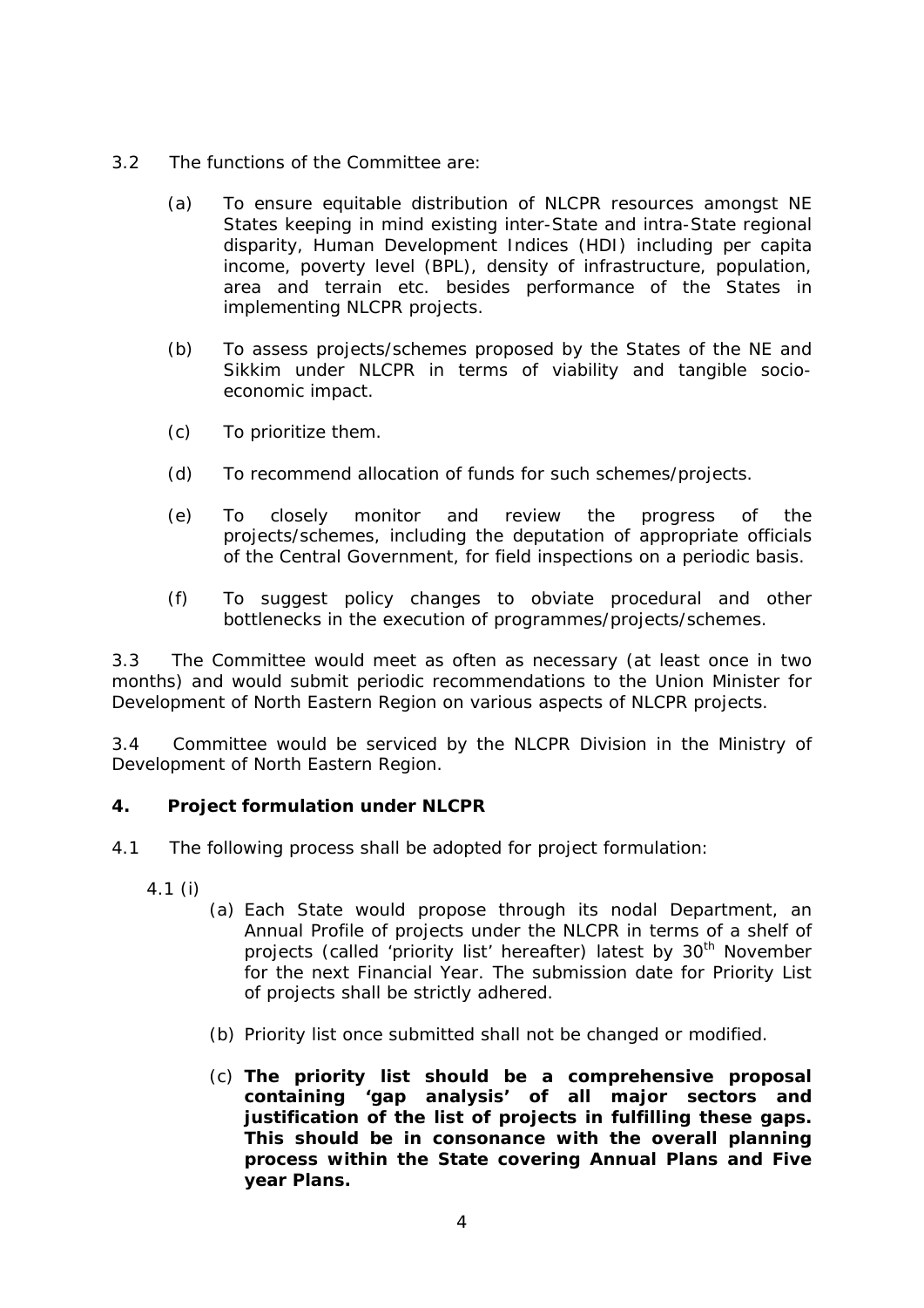3.2 The functions of the Committee are:

(a) To ensure equitable distribution of NLCPR resources amongst NE States keeping in mind existing inter-State and intra-State regional disparity, Human Development Indices (HDI) including per capita income, poverty level (BPL), density of infrastructure, population, area and terrain etc. besides performance of the States in implementing NLCPR projects.

(b) To assess projects/schemes proposed by the States of the NE and Sikkim under NLCPR in terms of viability and tangible socio-economic impact.

(c) To prioritize them.

(d) To recommend allocation of funds for such schemes/projects.

(e) To closely monitor and review the progress of the projects/schemes, including the deputation of appropriate officials of the Central Government, for field inspections on a periodic basis.

(f) To suggest policy changes to obviate procedural and other bottlenecks in the execution of programmes/projects/schemes.

3.3 The Committee would meet as often as necessary (at least once in two months) and would submit periodic recommendations to the Union Minister for Development of North Eastern Region on various aspects of NLCPR projects.

3.4 Committee would be serviced by the NLCPR Division in the Ministry of Development of North Eastern Region.

## 4. Project formulation under NLCPR

4.1 The following process shall be adopted for project formulation:

4.1 (i)

(a) Each State would propose through its nodal Department, an Annual Profile of projects under the NLCPR in terms of a shelf of projects (called 'priority list' hereafter) latest by 30th November for the next Financial Year. The submission date for Priority List of projects shall be strictly adhered.

(b) Priority list once submitted shall not be changed or modified.

(c) **The priority list should be a comprehensive proposal containing 'gap analysis' of all major sectors and justification of the list of projects in fulfilling these gaps. This should be in consonance with the overall planning process within the State covering Annual Plans and Five year Plans.**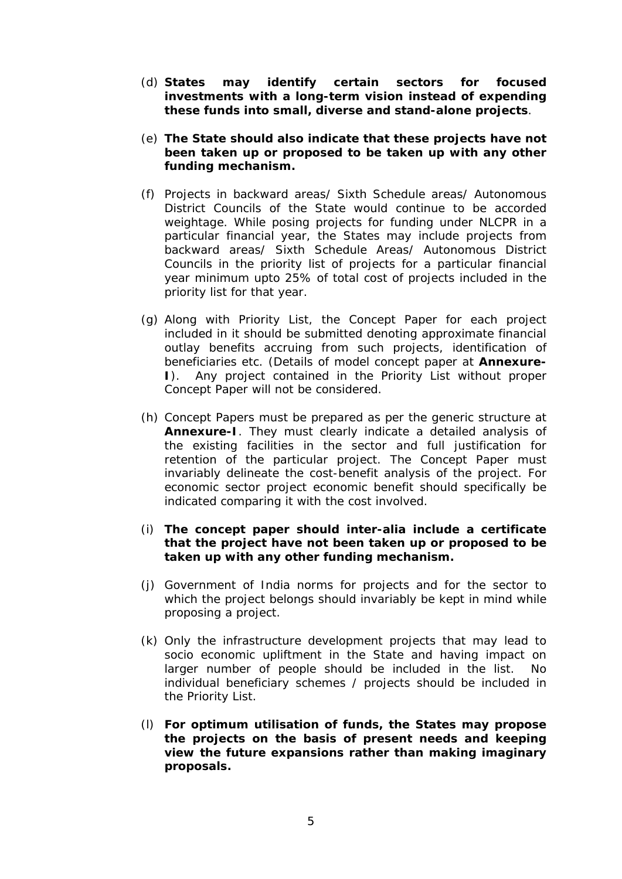(d) **States may identify certain sectors for focused investments with a long-term vision instead of expending these funds into small, diverse and stand-alone projects**.

(e) **The State should also indicate that these projects have not been taken up or proposed to be taken up with any other funding mechanism.**

(f) Projects in backward areas/ Sixth Schedule areas/ Autonomous District Councils of the State would continue to be accorded weightage. While posing projects for funding under NLCPR in a particular financial year, the States may include projects from backward areas/ Sixth Schedule Areas/ Autonomous District Councils in the priority list of projects for a particular financial year minimum upto 25% of total cost of projects included in the priority list for that year.

(g) Along with Priority List, the Concept Paper for each project included in it should be submitted denoting approximate financial outlay benefits accruing from such projects, identification of beneficiaries etc. (Details of model concept paper at **Annexure-I**). Any project contained in the Priority List without proper Concept Paper will not be considered.

(h) Concept Papers must be prepared as per the generic structure at **Annexure-I**. They must clearly indicate a detailed analysis of the existing facilities in the sector and full justification for retention of the particular project. The Concept Paper must invariably delineate the cost-benefit analysis of the project. For economic sector project economic benefit should specifically be indicated comparing it with the cost involved.

(i) **The concept paper should inter-alia include a certificate that the project have not been taken up or proposed to be taken up with any other funding mechanism.**

(j) Government of India norms for projects and for the sector to which the project belongs should invariably be kept in mind while proposing a project.

(k) Only the infrastructure development projects that may lead to socio economic upliftment in the State and having impact on larger number of people should be included in the list. No individual beneficiary schemes / projects should be included in the Priority List.

(l) **For optimum utilisation of funds, the States may propose the projects on the basis of present needs and keeping view the future expansions rather than making imaginary proposals.**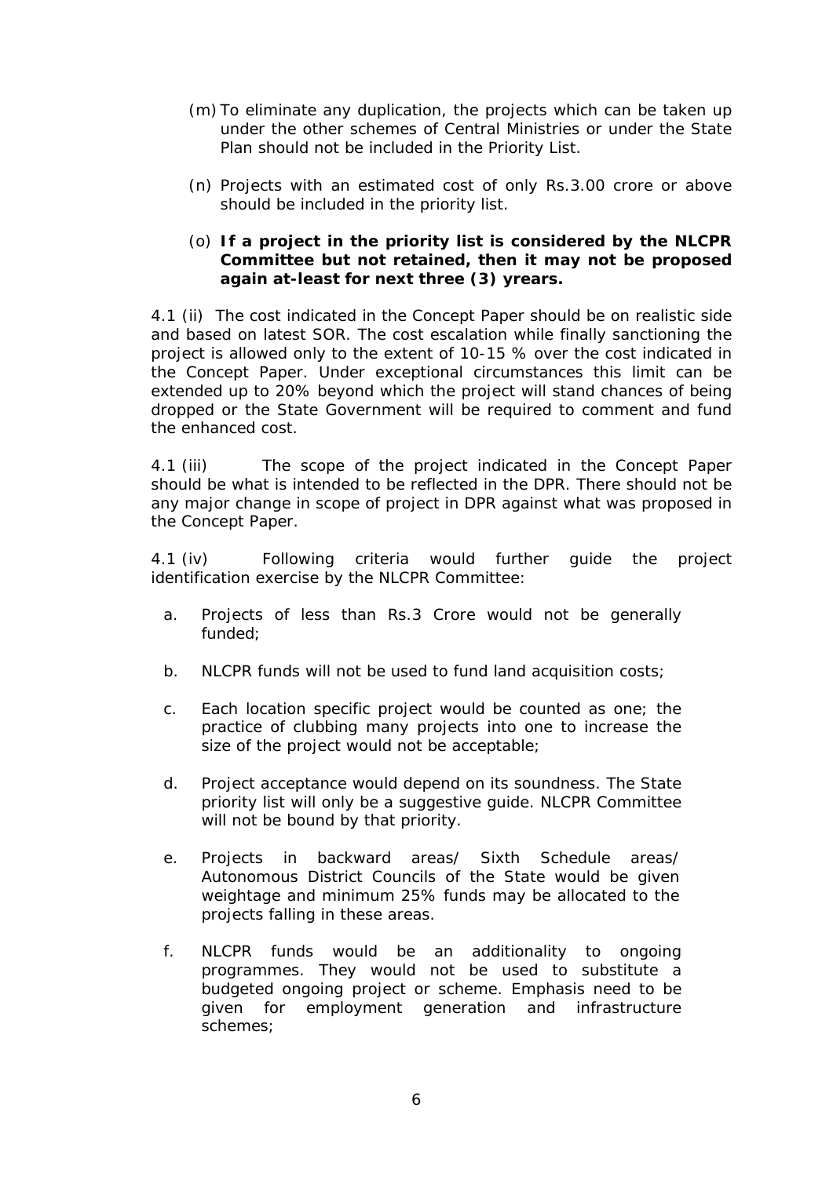(m) To eliminate any duplication, the projects which can be taken up under the other schemes of Central Ministries or under the State Plan should not be included in the Priority List.

(n) Projects with an estimated cost of only Rs.3.00 crore or above should be included in the priority list.

(o) **If a project in the priority list is considered by the NLCPR Committee but not retained, then it may not be proposed again at-least for next three (3) yrears.**

4.1 (ii) The cost indicated in the Concept Paper should be on realistic side and based on latest SOR. The cost escalation while finally sanctioning the project is allowed only to the extent of 10-15 % over the cost indicated in the Concept Paper. Under exceptional circumstances this limit can be extended up to 20% beyond which the project will stand chances of being dropped or the State Government will be required to comment and fund the enhanced cost.

4.1 (iii) The scope of the project indicated in the Concept Paper should be what is intended to be reflected in the DPR. There should not be any major change in scope of project in DPR against what was proposed in the Concept Paper.

4.1 (iv) Following criteria would further guide the project identification exercise by the NLCPR Committee:

a. Projects of less than Rs.3 Crore would not be generally funded;

b. NLCPR funds will not be used to fund land acquisition costs;

c. Each location specific project would be counted as one; the practice of clubbing many projects into one to increase the size of the project would not be acceptable;

d. Project acceptance would depend on its soundness. The State priority list will only be a suggestive guide. NLCPR Committee will not be bound by that priority.

e. Projects in backward areas/ Sixth Schedule areas/ Autonomous District Councils of the State would be given weightage and minimum 25% funds may be allocated to the projects falling in these areas.

f. NLCPR funds would be an additionality to ongoing programmes. They would not be used to substitute a budgeted ongoing project or scheme. Emphasis need to be given for employment generation and infrastructure schemes;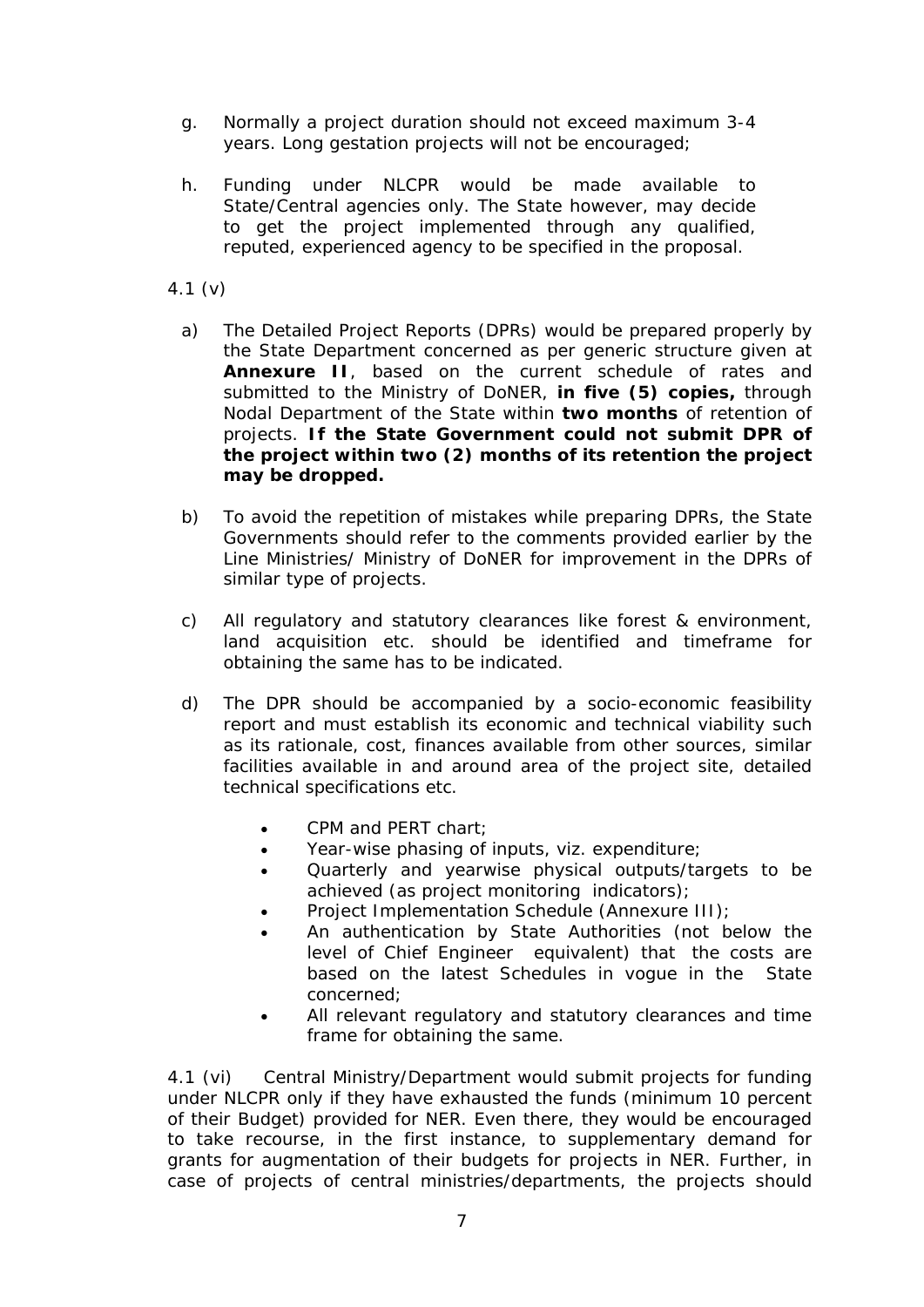g. Normally a project duration should not exceed maximum 3-4 years. Long gestation projects will not be encouraged;

h. Funding under NLCPR would be made available to State/Central agencies only. The State however, may decide to get the project implemented through any qualified, reputed, experienced agency to be specified in the proposal.

4.1 (v)

a) The Detailed Project Reports (DPRs) would be prepared properly by the State Department concerned as per generic structure given at **Annexure II**, based on the current schedule of rates and submitted to the Ministry of DoNER, **in five (5) copies,** through Nodal Department of the State within **two months** of retention of projects. **If the State Government could not submit DPR of the project within two (2) months of its retention the project may be dropped.**

b) To avoid the repetition of mistakes while preparing DPRs, the State Governments should refer to the comments provided earlier by the Line Ministries/ Ministry of DoNER for improvement in the DPRs of similar type of projects.

c) All regulatory and statutory clearances like forest & environment, land acquisition etc. should be identified and timeframe for obtaining the same has to be indicated.

d) The DPR should be accompanied by a socio-economic feasibility report and must establish its economic and technical viability such as its rationale, cost, finances available from other sources, similar facilities available in and around area of the project site, detailed technical specifications etc.

- CPM and PERT chart;
- Year-wise phasing of inputs, viz. expenditure;
- Quarterly and yearwise physical outputs/targets to be achieved (as project monitoring indicators);
- Project Implementation Schedule (Annexure III);
- An authentication by State Authorities (not below the level of Chief Engineer equivalent) that the costs are based on the latest Schedules in vogue in the State concerned;
- All relevant regulatory and statutory clearances and time frame for obtaining the same.

4.1 (vi) Central Ministry/Department would submit projects for funding under NLCPR only if they have exhausted the funds (minimum 10 percent of their Budget) provided for NER. Even there, they would be encouraged to take recourse, in the first instance, to supplementary demand for grants for augmentation of their budgets for projects in NER. Further, in case of projects of central ministries/departments, the projects should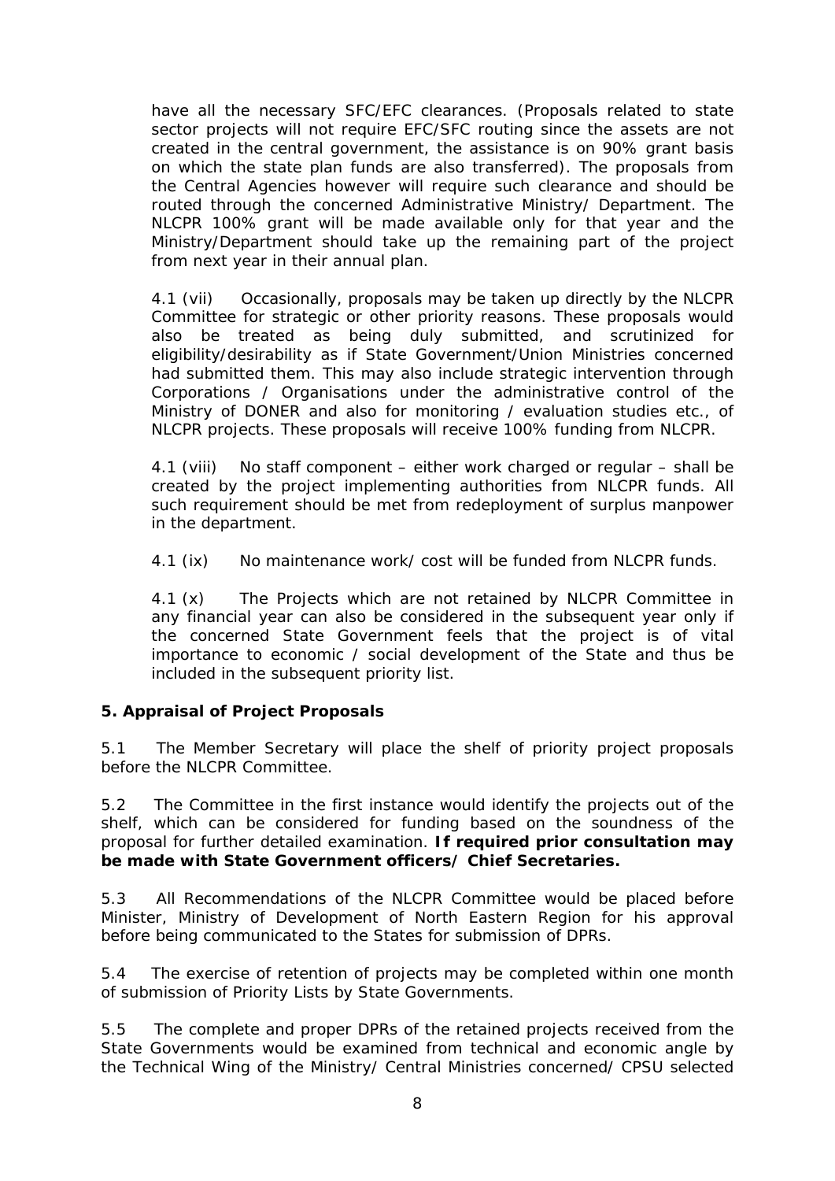have all the necessary SFC/EFC clearances. (Proposals related to state sector projects will not require EFC/SFC routing since the assets are not created in the central government, the assistance is on 90% grant basis on which the state plan funds are also transferred). The proposals from the Central Agencies however will require such clearance and should be routed through the concerned Administrative Ministry/ Department. The NLCPR 100% grant will be made available only for that year and the Ministry/Department should take up the remaining part of the project from next year in their annual plan.

4.1 (vii) Occasionally, proposals may be taken up directly by the NLCPR Committee for strategic or other priority reasons. These proposals would also be treated as being duly submitted, and scrutinized for eligibility/desirability as if State Government/Union Ministries concerned had submitted them. This may also include strategic intervention through Corporations / Organisations under the administrative control of the Ministry of DONER and also for monitoring / evaluation studies etc., of NLCPR projects. These proposals will receive 100% funding from NLCPR.

4.1 (viii) No staff component – either work charged or regular – shall be created by the project implementing authorities from NLCPR funds. All such requirement should be met from redeployment of surplus manpower in the department.

4.1 (ix) No maintenance work/ cost will be funded from NLCPR funds.

4.1 (x) The Projects which are not retained by NLCPR Committee in any financial year can also be considered in the subsequent year only if the concerned State Government feels that the project is of vital importance to economic / social development of the State and thus be included in the subsequent priority list.

## 5. Appraisal of Project Proposals

5.1 The Member Secretary will place the shelf of priority project proposals before the NLCPR Committee.

5.2 The Committee in the first instance would identify the projects out of the shelf, which can be considered for funding based on the soundness of the proposal for further detailed examination. **If required prior consultation may be made with State Government officers/ Chief Secretaries.**

5.3 All Recommendations of the NLCPR Committee would be placed before Minister, Ministry of Development of North Eastern Region for his approval before being communicated to the States for submission of DPRs.

5.4 The exercise of retention of projects may be completed within one month of submission of Priority Lists by State Governments.

5.5 The complete and proper DPRs of the retained projects received from the State Governments would be examined from technical and economic angle by the Technical Wing of the Ministry/ Central Ministries concerned/ CPSU selected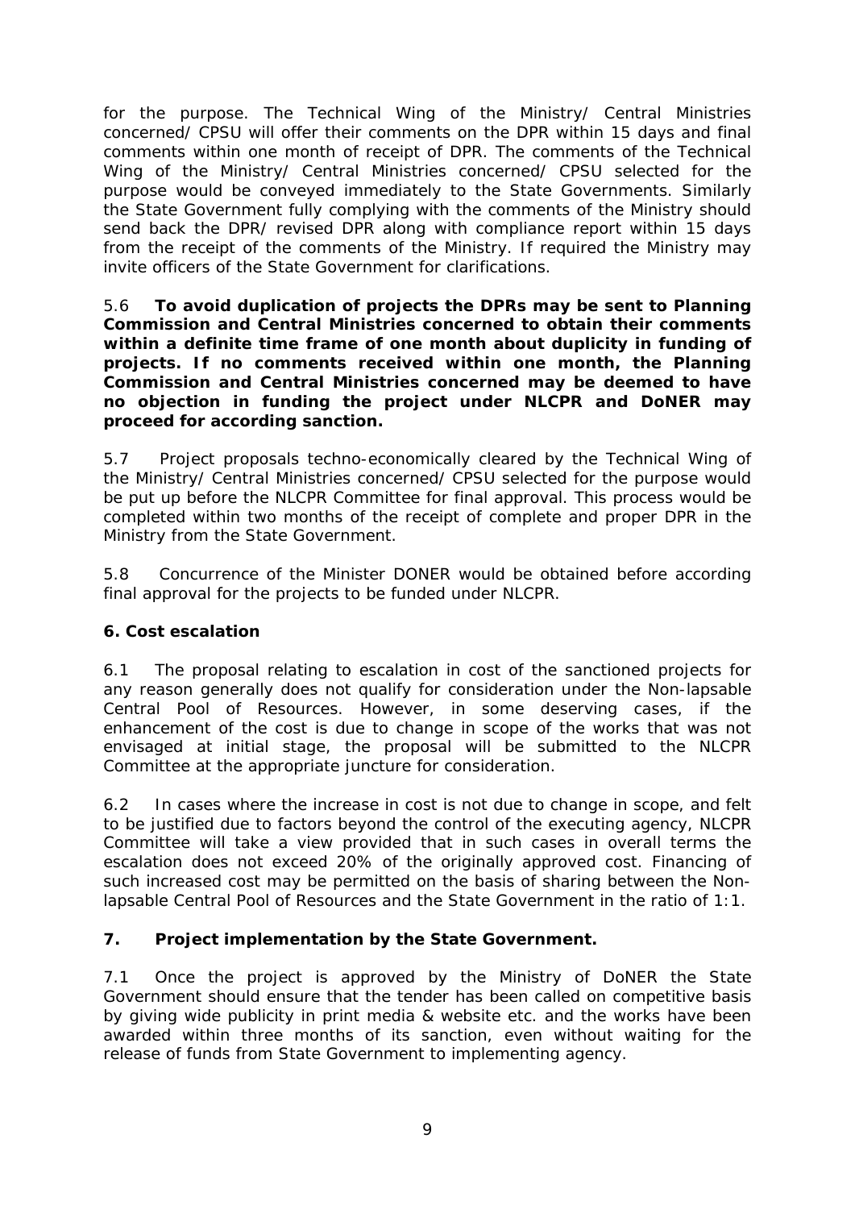for the purpose. The Technical Wing of the Ministry/ Central Ministries concerned/ CPSU will offer their comments on the DPR within 15 days and final comments within one month of receipt of DPR. The comments of the Technical Wing of the Ministry/ Central Ministries concerned/ CPSU selected for the purpose would be conveyed immediately to the State Governments. Similarly the State Government fully complying with the comments of the Ministry should send back the DPR/ revised DPR along with compliance report within 15 days from the receipt of the comments of the Ministry. If required the Ministry may invite officers of the State Government for clarifications.

5.6 **To avoid duplication of projects the DPRs may be sent to Planning Commission and Central Ministries concerned to obtain their comments within a definite time frame of one month about duplicity in funding of projects. If no comments received within one month, the Planning Commission and Central Ministries concerned may be deemed to have no objection in funding the project under NLCPR and DoNER may proceed for according sanction.**

5.7 Project proposals techno-economically cleared by the Technical Wing of the Ministry/ Central Ministries concerned/ CPSU selected for the purpose would be put up before the NLCPR Committee for final approval. This process would be completed within two months of the receipt of complete and proper DPR in the Ministry from the State Government.

5.8 Concurrence of the Minister DONER would be obtained before according final approval for the projects to be funded under NLCPR.

**6. Cost escalation**

6.1 The proposal relating to escalation in cost of the sanctioned projects for any reason generally does not qualify for consideration under the Non-lapsable Central Pool of Resources. However, in some deserving cases, if the enhancement of the cost is due to change in scope of the works that was not envisaged at initial stage, the proposal will be submitted to the NLCPR Committee at the appropriate juncture for consideration.

6.2 In cases where the increase in cost is not due to change in scope, and felt to be justified due to factors beyond the control of the executing agency, NLCPR Committee will take a view provided that in such cases in overall terms the escalation does not exceed 20% of the originally approved cost. Financing of such increased cost may be permitted on the basis of sharing between the Non-lapsable Central Pool of Resources and the State Government in the ratio of 1:1.

**7. Project implementation by the State Government.**

7.1 Once the project is approved by the Ministry of DoNER the State Government should ensure that the tender has been called on competitive basis by giving wide publicity in print media & website etc. and the works have been awarded within three months of its sanction, even without waiting for the release of funds from State Government to implementing agency.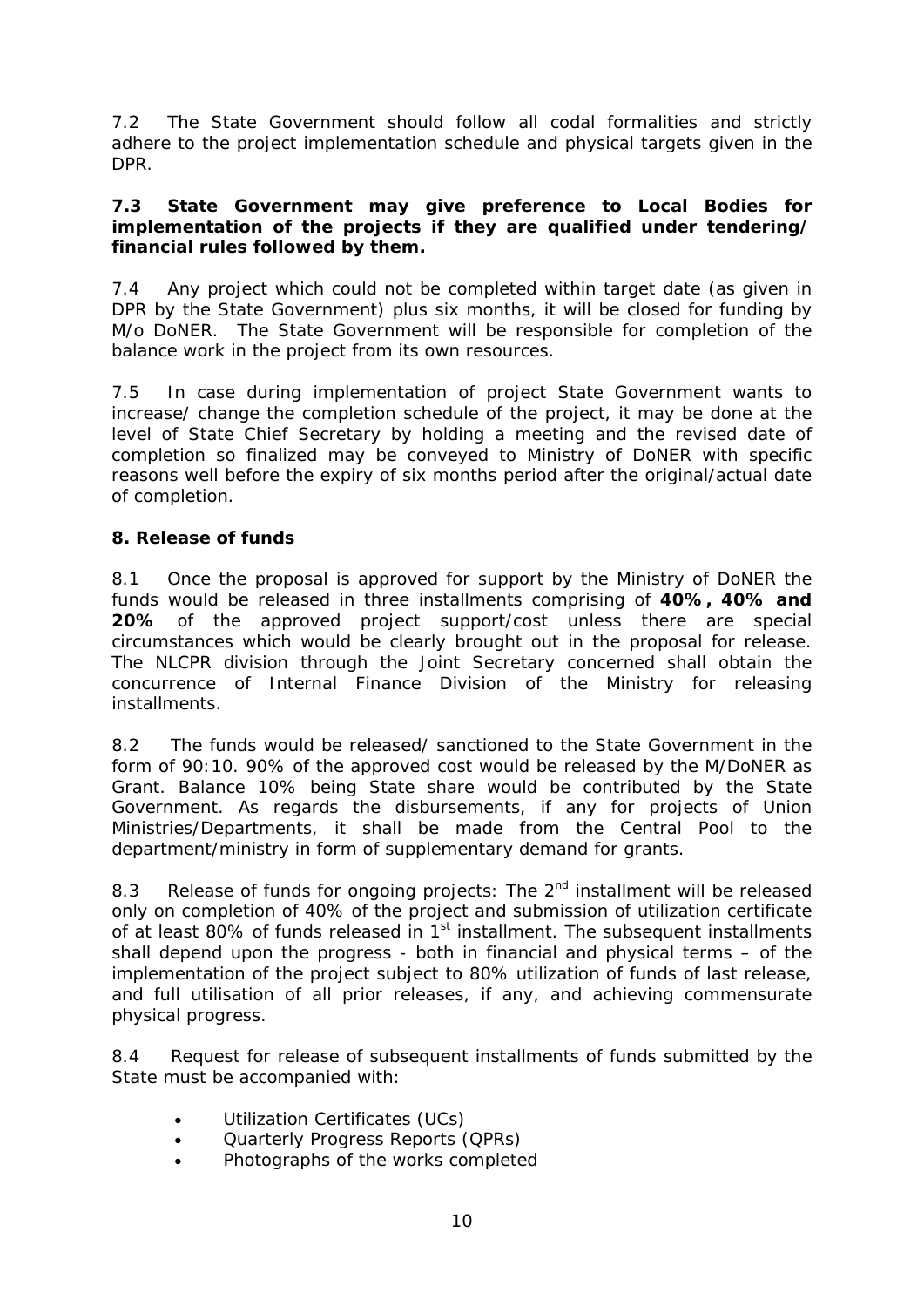7.2 The State Government should follow all codal formalities and strictly adhere to the project implementation schedule and physical targets given in the DPR.

**7.3 State Government may give preference to Local Bodies for implementation of the projects if they are qualified under tendering/ financial rules followed by them.**

7.4 Any project which could not be completed within target date (as given in DPR by the State Government) plus six months, it will be closed for funding by M/o DoNER. The State Government will be responsible for completion of the balance work in the project from its own resources.

7.5 In case during implementation of project State Government wants to increase/ change the completion schedule of the project, it may be done at the level of State Chief Secretary by holding a meeting and the revised date of completion so finalized may be conveyed to Ministry of DoNER with specific reasons well before the expiry of six months period after the original/actual date of completion.

## 8. Release of funds

8.1 Once the proposal is approved for support by the Ministry of DoNER the funds would be released in three installments comprising of **40%, 40% and 20%** of the approved project support/cost unless there are special circumstances which would be clearly brought out in the proposal for release. The NLCPR division through the Joint Secretary concerned shall obtain the concurrence of Internal Finance Division of the Ministry for releasing installments.

8.2 The funds would be released/ sanctioned to the State Government in the form of 90:10. 90% of the approved cost would be released by the M/DoNER as Grant. Balance 10% being State share would be contributed by the State Government. As regards the disbursements, if any for projects of Union Ministries/Departments, it shall be made from the Central Pool to the department/ministry in form of supplementary demand for grants.

8.3 Release of funds for ongoing projects: The 2nd installment will be released only on completion of 40% of the project and submission of utilization certificate of at least 80% of funds released in 1st installment. The subsequent installments shall depend upon the progress - both in financial and physical terms – of the implementation of the project subject to 80% utilization of funds of last release, and full utilisation of all prior releases, if any, and achieving commensurate physical progress.

8.4 Request for release of subsequent installments of funds submitted by the State must be accompanied with:

- Utilization Certificates (UCs)
- Quarterly Progress Reports (QPRs)
- Photographs of the works completed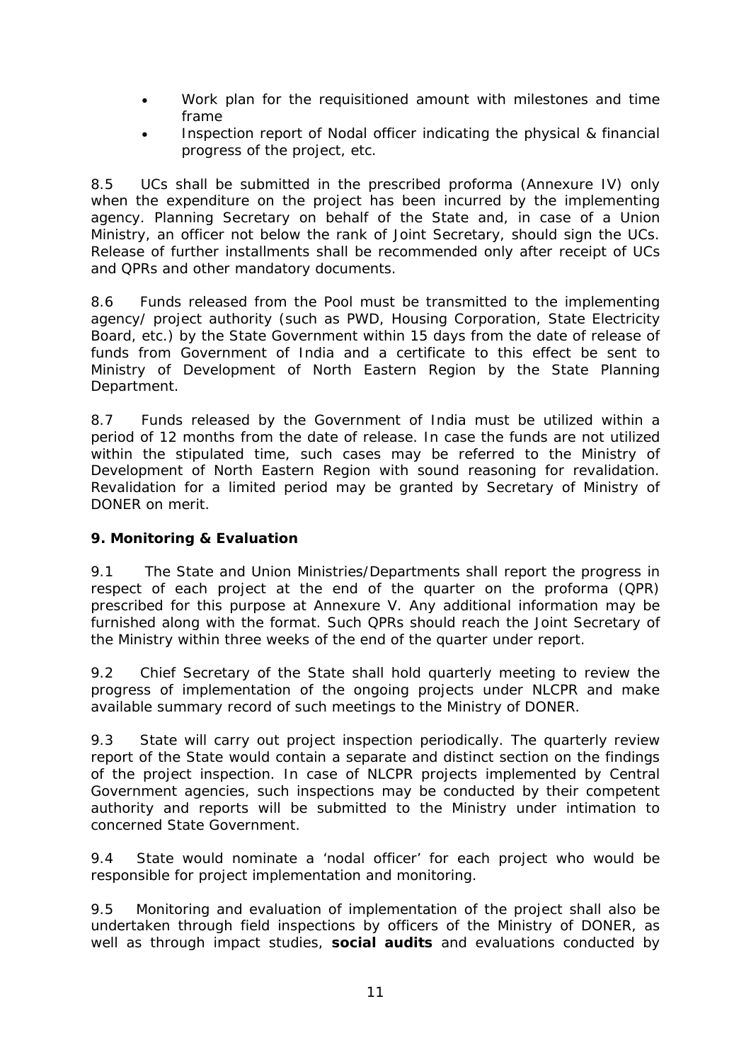- Work plan for the requisitioned amount with milestones and time frame
- Inspection report of Nodal officer indicating the physical & financial progress of the project, etc.

8.5 UCs shall be submitted in the prescribed proforma (Annexure IV) only when the expenditure on the project has been incurred by the implementing agency. Planning Secretary on behalf of the State and, in case of a Union Ministry, an officer not below the rank of Joint Secretary, should sign the UCs. Release of further installments shall be recommended only after receipt of UCs and QPRs and other mandatory documents.

8.6 Funds released from the Pool must be transmitted to the implementing agency/ project authority (such as PWD, Housing Corporation, State Electricity Board, etc.) by the State Government within 15 days from the date of release of funds from Government of India and a certificate to this effect be sent to Ministry of Development of North Eastern Region by the State Planning Department.

8.7 Funds released by the Government of India must be utilized within a period of 12 months from the date of release. In case the funds are not utilized within the stipulated time, such cases may be referred to the Ministry of Development of North Eastern Region with sound reasoning for revalidation. Revalidation for a limited period may be granted by Secretary of Ministry of DONER on merit.

**9. Monitoring & Evaluation**

9.1 The State and Union Ministries/Departments shall report the progress in respect of each project at the end of the quarter on the proforma (QPR) prescribed for this purpose at Annexure V. Any additional information may be furnished along with the format. Such QPRs should reach the Joint Secretary of the Ministry within three weeks of the end of the quarter under report.

9.2 Chief Secretary of the State shall hold quarterly meeting to review the progress of implementation of the ongoing projects under NLCPR and make available summary record of such meetings to the Ministry of DONER.

9.3 State will carry out project inspection periodically. The quarterly review report of the State would contain a separate and distinct section on the findings of the project inspection. In case of NLCPR projects implemented by Central Government agencies, such inspections may be conducted by their competent authority and reports will be submitted to the Ministry under intimation to concerned State Government.

9.4 State would nominate a 'nodal officer' for each project who would be responsible for project implementation and monitoring.

9.5 Monitoring and evaluation of implementation of the project shall also be undertaken through field inspections by officers of the Ministry of DONER, as well as through impact studies, **social audits** and evaluations conducted by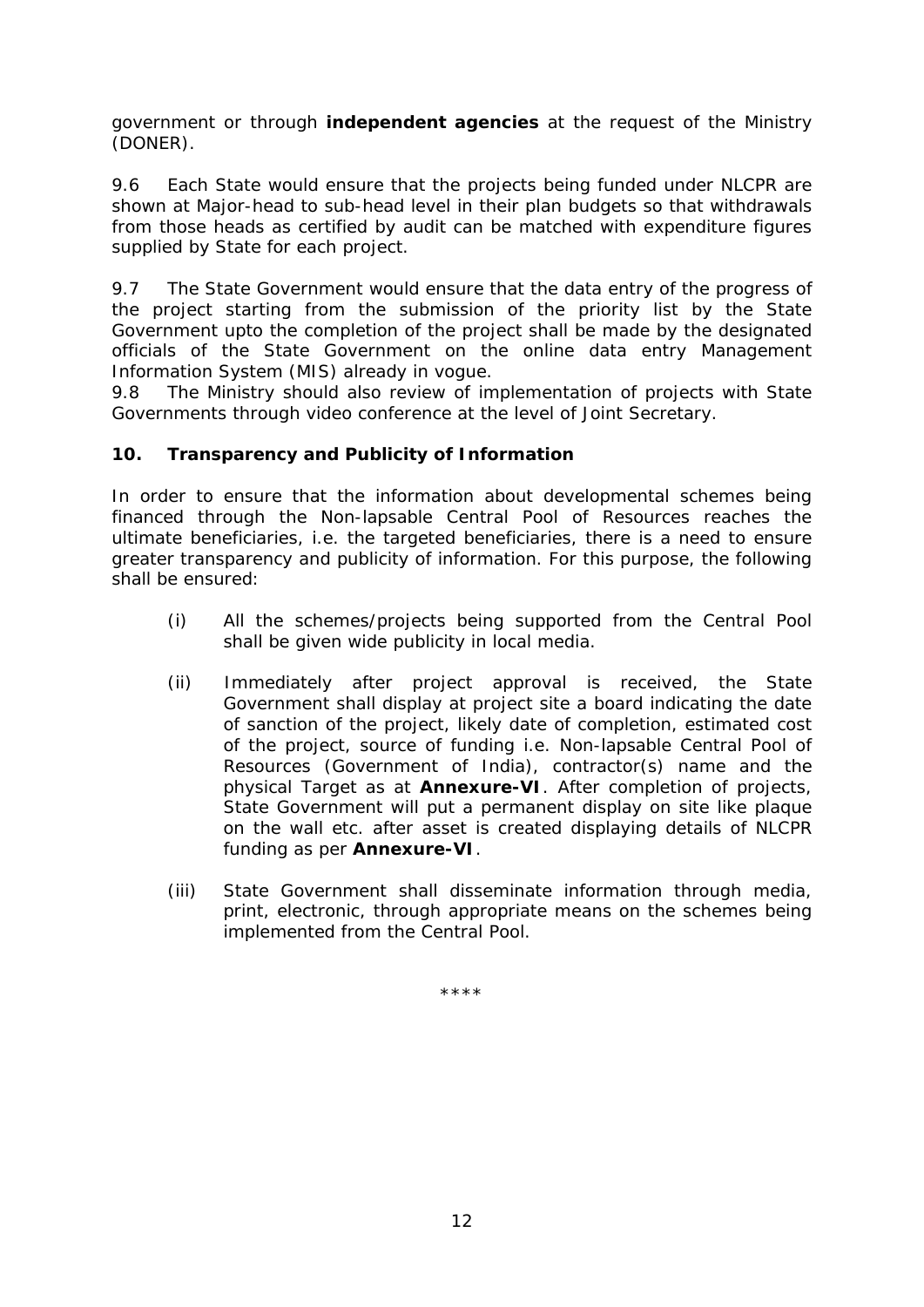government or through **independent agencies** at the request of the Ministry (DONER).

9.6 Each State would ensure that the projects being funded under NLCPR are shown at Major-head to sub-head level in their plan budgets so that withdrawals from those heads as certified by audit can be matched with expenditure figures supplied by State for each project.

9.7 The State Government would ensure that the data entry of the progress of the project starting from the submission of the priority list by the State Government upto the completion of the project shall be made by the designated officials of the State Government on the online data entry Management Information System (MIS) already in vogue.

9.8 The Ministry should also review of implementation of projects with State Governments through video conference at the level of Joint Secretary.

## 10. Transparency and Publicity of Information

In order to ensure that the information about developmental schemes being financed through the Non-lapsable Central Pool of Resources reaches the ultimate beneficiaries, i.e. the targeted beneficiaries, there is a need to ensure greater transparency and publicity of information. For this purpose, the following shall be ensured:

(i) All the schemes/projects being supported from the Central Pool shall be given wide publicity in local media.

(ii) Immediately after project approval is received, the State Government shall display at project site a board indicating the date of sanction of the project, likely date of completion, estimated cost of the project, source of funding i.e. Non-lapsable Central Pool of Resources (Government of India), contractor(s) name and the physical Target as at **Annexure-VI**. After completion of projects, State Government will put a permanent display on site like plaque on the wall etc. after asset is created displaying details of NLCPR funding as per **Annexure-VI**.

(iii) State Government shall disseminate information through media, print, electronic, through appropriate means on the schemes being implemented from the Central Pool.

****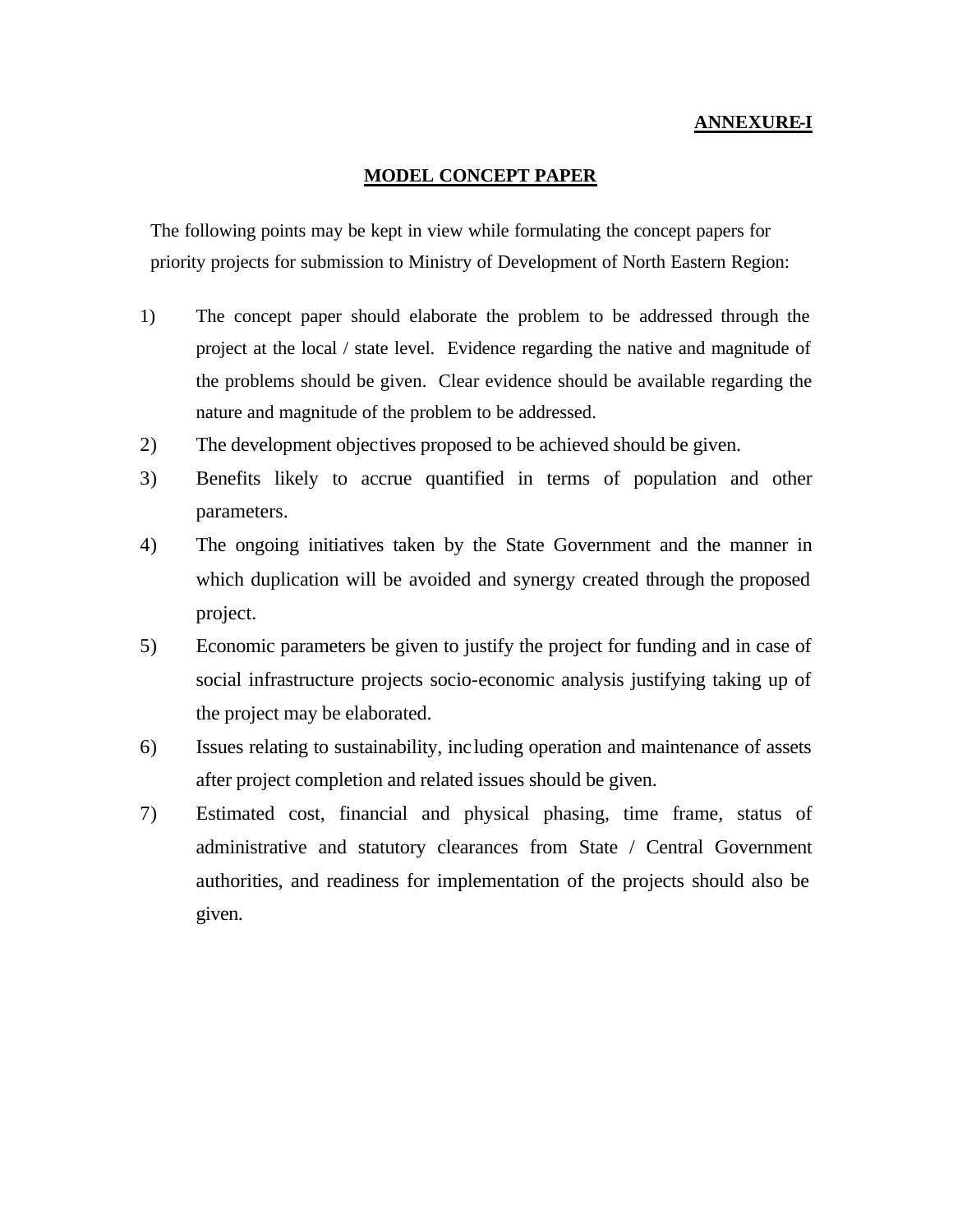**ANNEXURE-I**

## MODEL CONCEPT PAPER

The following points may be kept in view while formulating the concept papers for priority projects for submission to Ministry of Development of North Eastern Region:

1) The concept paper should elaborate the problem to be addressed through the project at the local / state level. Evidence regarding the native and magnitude of the problems should be given. Clear evidence should be available regarding the nature and magnitude of the problem to be addressed.
2) The development objectives proposed to be achieved should be given.
3) Benefits likely to accrue quantified in terms of population and other parameters.
4) The ongoing initiatives taken by the State Government and the manner in which duplication will be avoided and synergy created through the proposed project.
5) Economic parameters be given to justify the project for funding and in case of social infrastructure projects socio-economic analysis justifying taking up of the project may be elaborated.
6) Issues relating to sustainability, including operation and maintenance of assets after project completion and related issues should be given.
7) Estimated cost, financial and physical phasing, time frame, status of administrative and statutory clearances from State / Central Government authorities, and readiness for implementation of the projects should also be given.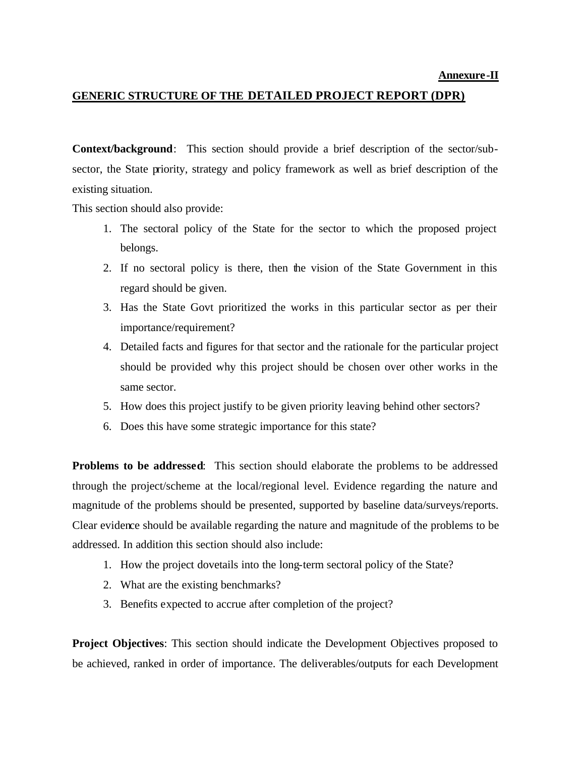**Annexure-II**

## GENERIC STRUCTURE OF THE DETAILED PROJECT REPORT (DPR)

**Context/background**: This section should provide a brief description of the sector/sub-sector, the State priority, strategy and policy framework as well as brief description of the existing situation.

This section should also provide:

1. The sectoral policy of the State for the sector to which the proposed project belongs.
2. If no sectoral policy is there, then the vision of the State Government in this regard should be given.
3. Has the State Govt prioritized the works in this particular sector as per their importance/requirement?
4. Detailed facts and figures for that sector and the rationale for the particular project should be provided why this project should be chosen over other works in the same sector.
5. How does this project justify to be given priority leaving behind other sectors?
6. Does this have some strategic importance for this state?

**Problems to be addressed**: This section should elaborate the problems to be addressed through the project/scheme at the local/regional level. Evidence regarding the nature and magnitude of the problems should be presented, supported by baseline data/surveys/reports. Clear evidence should be available regarding the nature and magnitude of the problems to be addressed. In addition this section should also include:

1. How the project dovetails into the long-term sectoral policy of the State?
2. What are the existing benchmarks?
3. Benefits expected to accrue after completion of the project?

**Project Objectives**: This section should indicate the Development Objectives proposed to be achieved, ranked in order of importance. The deliverables/outputs for each Development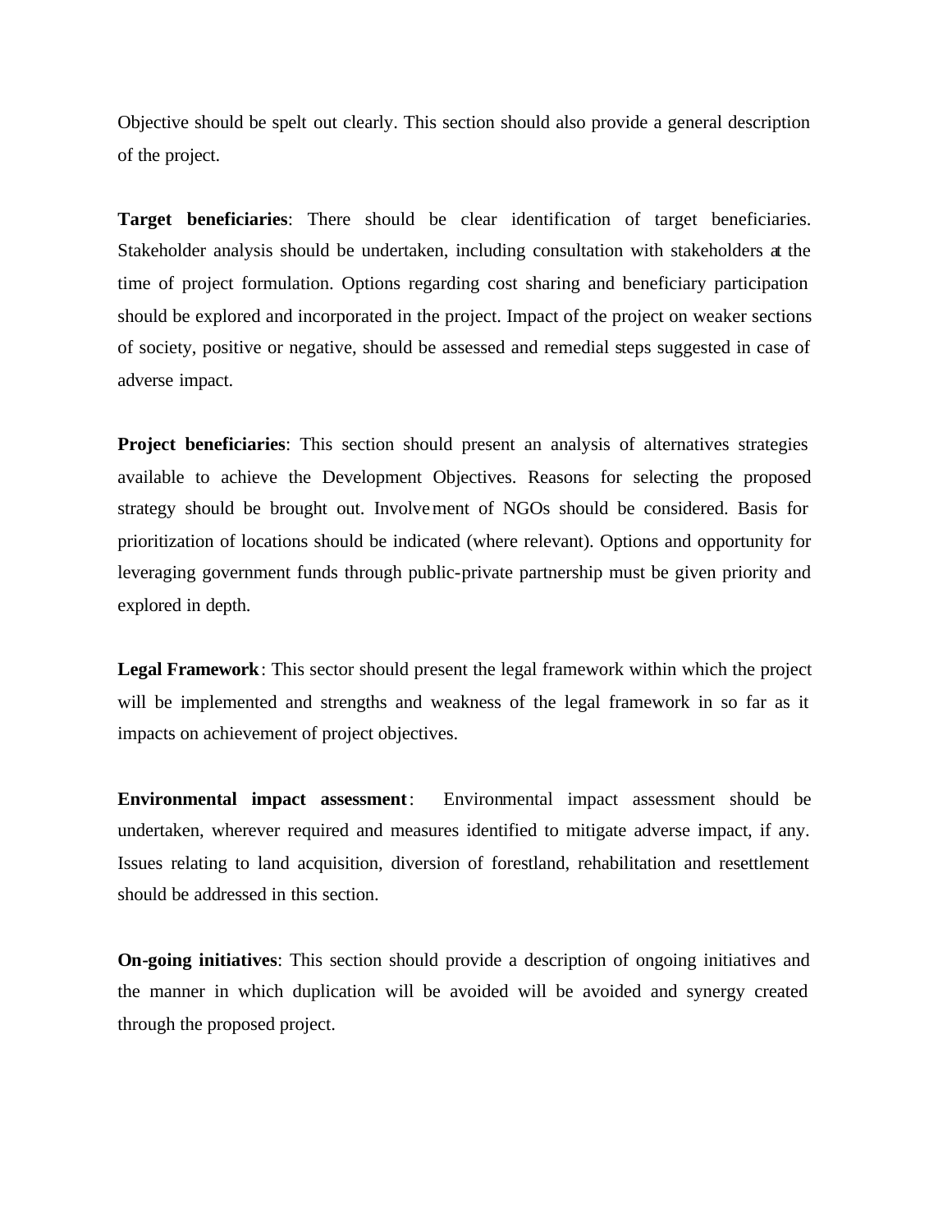Objective should be spelt out clearly. This section should also provide a general description of the project.

**Target beneficiaries**: There should be clear identification of target beneficiaries. Stakeholder analysis should be undertaken, including consultation with stakeholders at the time of project formulation. Options regarding cost sharing and beneficiary participation should be explored and incorporated in the project. Impact of the project on weaker sections of society, positive or negative, should be assessed and remedial steps suggested in case of adverse impact.

**Project beneficiaries**: This section should present an analysis of alternatives strategies available to achieve the Development Objectives. Reasons for selecting the proposed strategy should be brought out. Involvement of NGOs should be considered. Basis for prioritization of locations should be indicated (where relevant). Options and opportunity for leveraging government funds through public-private partnership must be given priority and explored in depth.

**Legal Framework**: This sector should present the legal framework within which the project will be implemented and strengths and weakness of the legal framework in so far as it impacts on achievement of project objectives.

**Environmental impact assessment**: Environmental impact assessment should be undertaken, wherever required and measures identified to mitigate adverse impact, if any. Issues relating to land acquisition, diversion of forestland, rehabilitation and resettlement should be addressed in this section.

**On-going initiatives**: This section should provide a description of ongoing initiatives and the manner in which duplication will be avoided will be avoided and synergy created through the proposed project.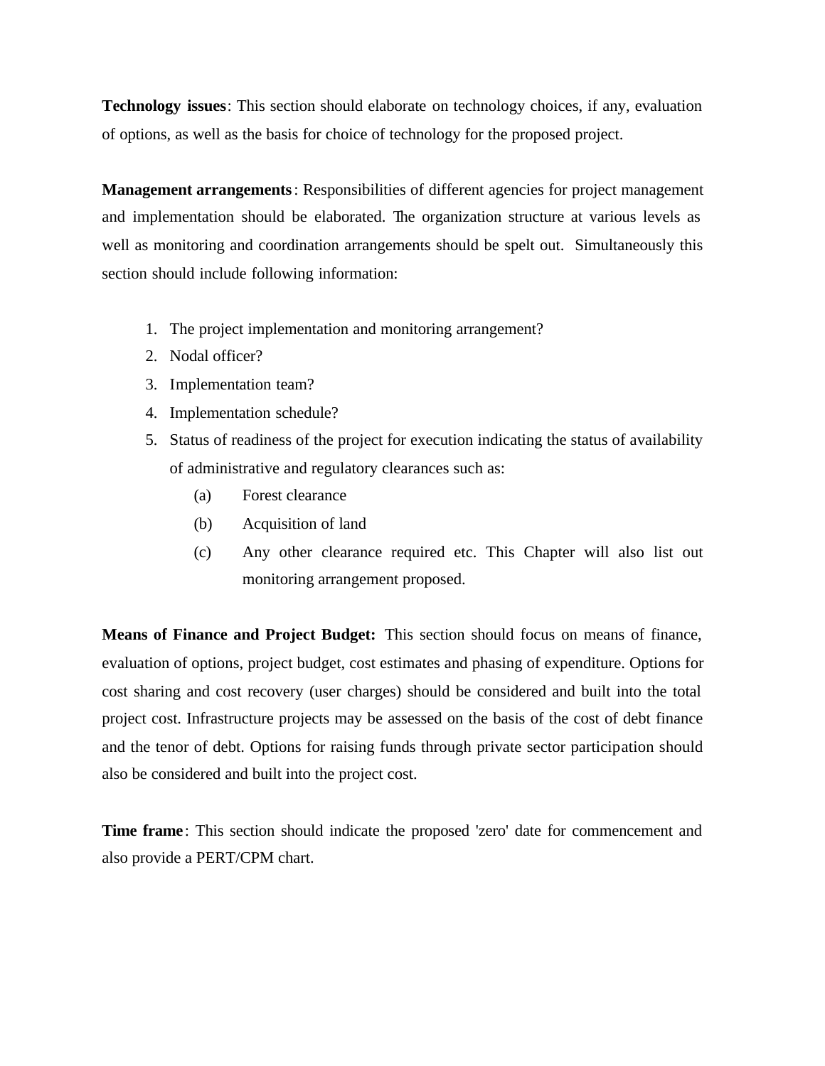**Technology issues**: This section should elaborate on technology choices, if any, evaluation of options, as well as the basis for choice of technology for the proposed project.

**Management arrangements**: Responsibilities of different agencies for project management and implementation should be elaborated. The organization structure at various levels as well as monitoring and coordination arrangements should be spelt out. Simultaneously this section should include following information:

1. The project implementation and monitoring arrangement?
2. Nodal officer?
3. Implementation team?
4. Implementation schedule?
5. Status of readiness of the project for execution indicating the status of availability of administrative and regulatory clearances such as:
   - (a) Forest clearance
   - (b) Acquisition of land
   - (c) Any other clearance required etc. This Chapter will also list out monitoring arrangement proposed.

**Means of Finance and Project Budget:** This section should focus on means of finance, evaluation of options, project budget, cost estimates and phasing of expenditure. Options for cost sharing and cost recovery (user charges) should be considered and built into the total project cost. Infrastructure projects may be assessed on the basis of the cost of debt finance and the tenor of debt. Options for raising funds through private sector participation should also be considered and built into the project cost.

**Time frame**: This section should indicate the proposed 'zero' date for commencement and also provide a PERT/CPM chart.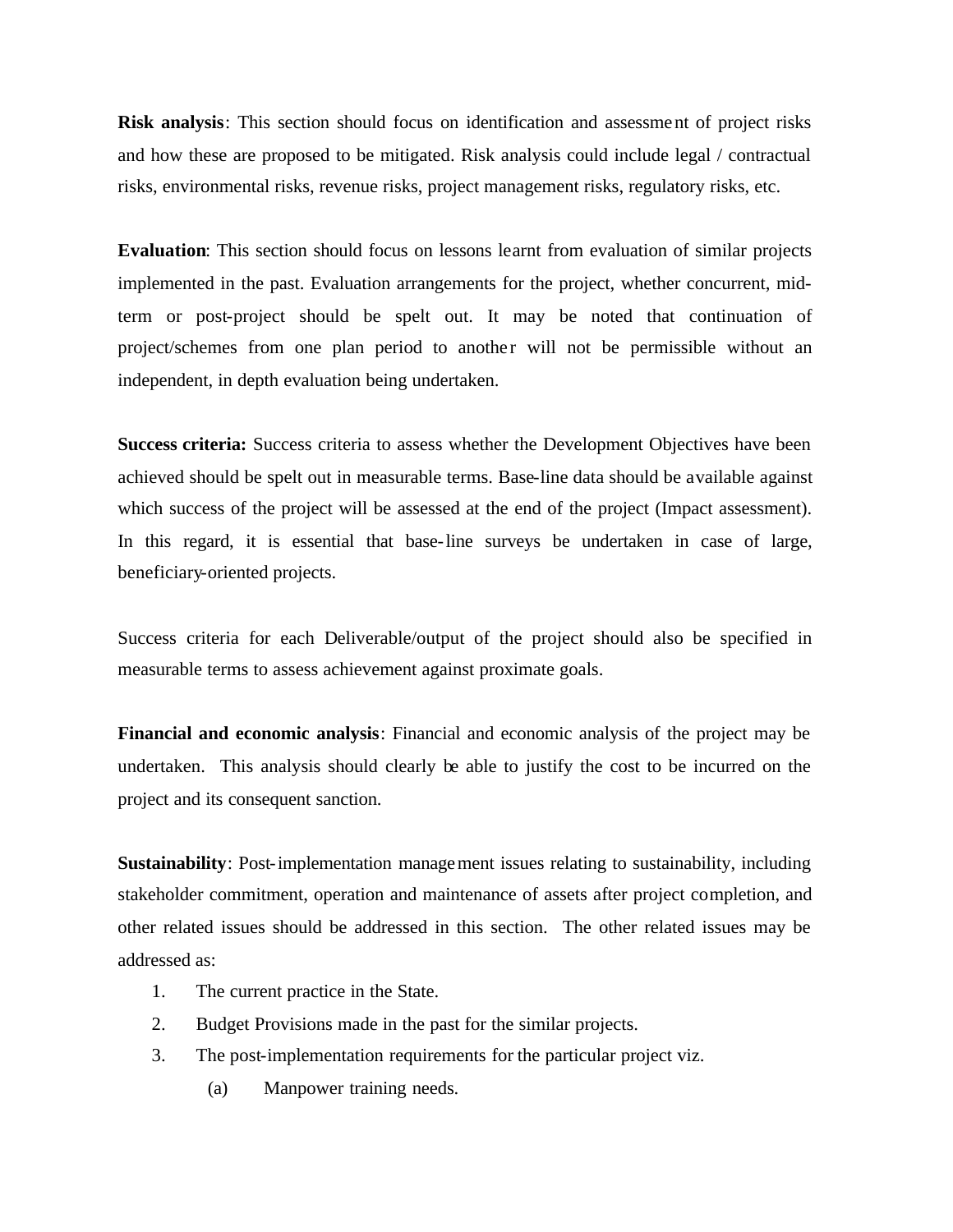**Risk analysis**: This section should focus on identification and assessment of project risks and how these are proposed to be mitigated. Risk analysis could include legal / contractual risks, environmental risks, revenue risks, project management risks, regulatory risks, etc.

**Evaluation**: This section should focus on lessons learnt from evaluation of similar projects implemented in the past. Evaluation arrangements for the project, whether concurrent, mid-term or post-project should be spelt out. It may be noted that continuation of project/schemes from one plan period to another will not be permissible without an independent, in depth evaluation being undertaken.

**Success criteria:** Success criteria to assess whether the Development Objectives have been achieved should be spelt out in measurable terms. Base-line data should be available against which success of the project will be assessed at the end of the project (Impact assessment). In this regard, it is essential that base-line surveys be undertaken in case of large, beneficiary-oriented projects.

Success criteria for each Deliverable/output of the project should also be specified in measurable terms to assess achievement against proximate goals.

**Financial and economic analysis**: Financial and economic analysis of the project may be undertaken. This analysis should clearly be able to justify the cost to be incurred on the project and its consequent sanction.

**Sustainability**: Post-implementation management issues relating to sustainability, including stakeholder commitment, operation and maintenance of assets after project completion, and other related issues should be addressed in this section. The other related issues may be addressed as:

1. The current practice in the State.
2. Budget Provisions made in the past for the similar projects.
3. The post-implementation requirements for the particular project viz.
   (a) Manpower training needs.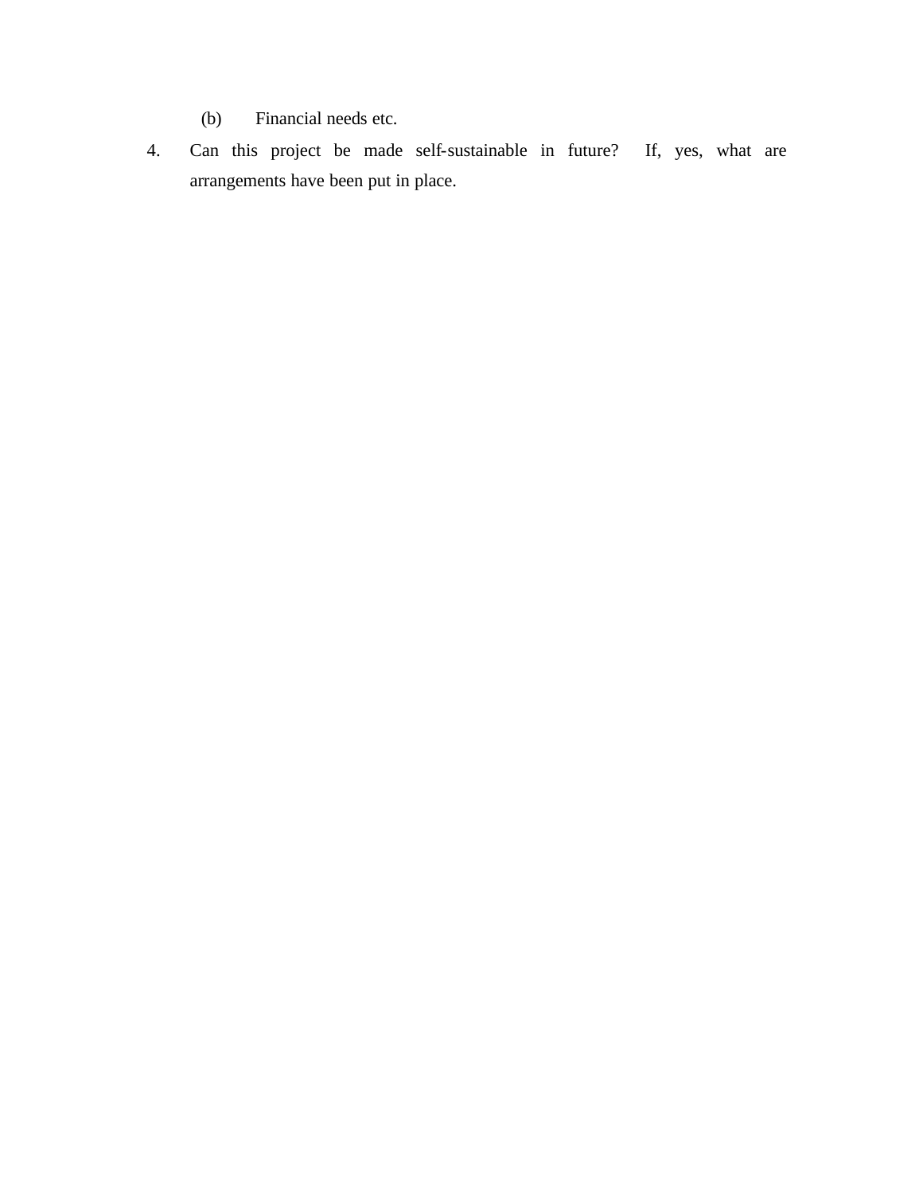(b) Financial needs etc.

4. Can this project be made self-sustainable in future? If, yes, what are arrangements have been put in place.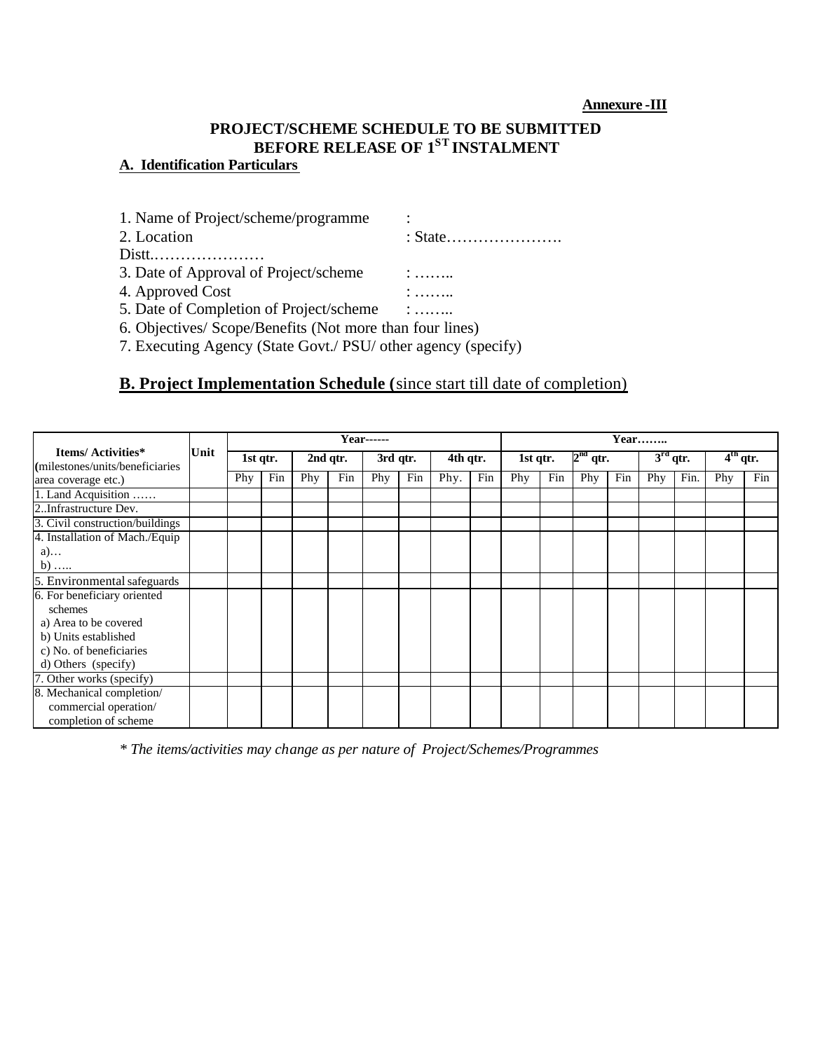**Annexure -III**

## PROJECT/SCHEME SCHEDULE TO BE SUBMITTED BEFORE RELEASE OF 1ST INSTALMENT

### A. Identification Particulars

1. Name of Project/scheme/programme :
2. Location : State…………………. Distt.…………………
3. Date of Approval of Project/scheme : ……..
4. Approved Cost : ……..
5. Date of Completion of Project/scheme : ……..
6. Objectives/ Scope/Benefits (Not more than four lines)
7. Executing Agency (State Govt./ PSU/ other agency (specify)

### B. Project Implementation Schedule (since start till date of completion)

| **Items/ Activities*** (milestones/units/beneficiaries area coverage etc.) | **Unit** | **Year------** | | | | | | | | **Year……..** | | | | | | | |
|---|---|---|---|---|---|---|---|---|---|---|---|---|---|---|---|---|---|
| | | **1st qtr.** | | **2nd qtr.** | | **3rd qtr.** | | **4th qtr.** | | **1st qtr.** | | **2nd qtr.** | | **3rd qtr.** | | **4th qtr.** | |
| | | Phy | Fin | Phy | Fin | Phy | Fin | Phy. | Fin | Phy | Fin | Phy | Fin | Phy | Fin. | Phy | Fin |
| 1. Land Acquisition …… | | | | | | | | | | | | | | | | | |
| 2..Infrastructure Dev. | | | | | | | | | | | | | | | | | |
| 3. Civil construction/buildings | | | | | | | | | | | | | | | | | |
| 4. Installation of Mach./Equip a)… b) ….. | | | | | | | | | | | | | | | | | |
| 5. Environmental safeguards | | | | | | | | | | | | | | | | | |
| 6. For beneficiary oriented schemes a) Area to be covered b) Units established c) No. of beneficiaries d) Others (specify) | | | | | | | | | | | | | | | | | |
| 7. Other works (specify) | | | | | | | | | | | | | | | | | |
| 8. Mechanical completion/ commercial operation/ completion of scheme | | | | | | | | | | | | | | | | | |

*\* The items/activities may change as per nature of Project/Schemes/Programmes*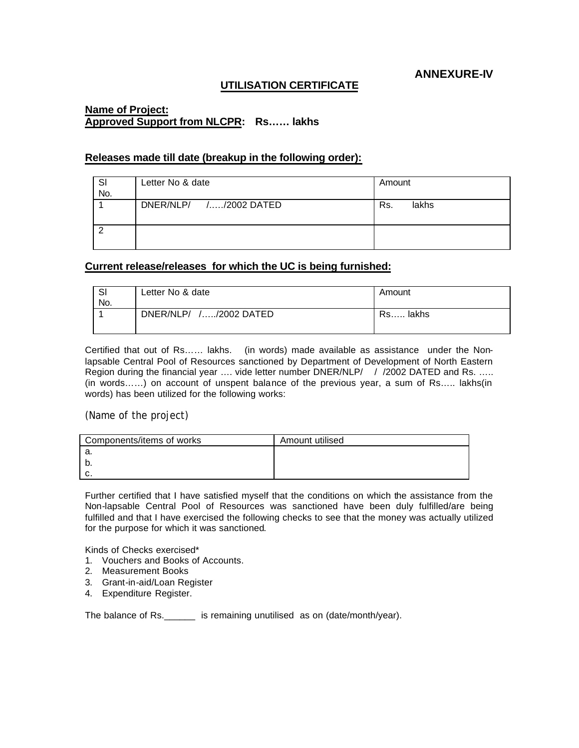**ANNEXURE-IV**

## UTILISATION CERTIFICATE

**Name of Project:**
**Approved Support from NLCPR: Rs…… lakhs**

**Releases made till date (breakup in the following order):**

| Sl No. | Letter No & date | Amount |
|---|---|---|
| 1 | DNER/NLP/ /…../2002 DATED | Rs. lakhs |
| 2 | | |

**Current release/releases for which the UC is being furnished:**

| Sl No. | Letter No & date | Amount |
|---|---|---|
| 1 | DNER/NLP/ /…../2002 DATED | Rs….. lakhs |

Certified that out of Rs…… lakhs. (in words) made available as assistance under the Non-lapsable Central Pool of Resources sanctioned by Department of Development of North Eastern Region during the financial year …. vide letter number DNER/NLP/ / /2002 DATED and Rs. ….. (in words……) on account of unspent balance of the previous year, a sum of Rs….. lakhs(in words) has been utilized for the following works:

(Name of the project)

| Components/items of works | Amount utilised |
|---|---|
| a. | |
| b. | |
| c. | |

Further certified that I have satisfied myself that the conditions on which the assistance from the Non-lapsable Central Pool of Resources was sanctioned have been duly fulfilled/are being fulfilled and that I have exercised the following checks to see that the money was actually utilized for the purpose for which it was sanctioned.

Kinds of Checks exercised*

1. Vouchers and Books of Accounts.
2. Measurement Books
3. Grant-in-aid/Loan Register
4. Expenditure Register.

The balance of Rs.______ is remaining unutilised as on (date/month/year).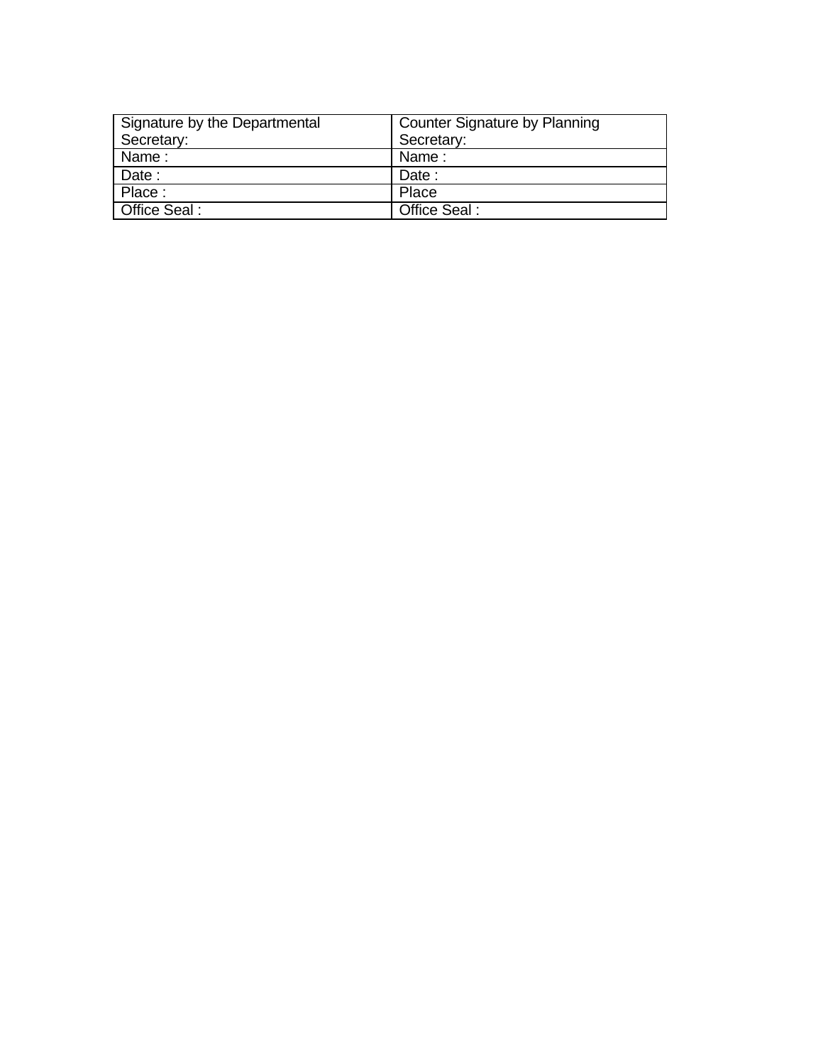| Signature by the Departmental Secretary: | Counter Signature by Planning Secretary: |
| --- | --- |
| Name : | Name : |
| Date : | Date : |
| Place : | Place |
| Office Seal : | Office Seal : |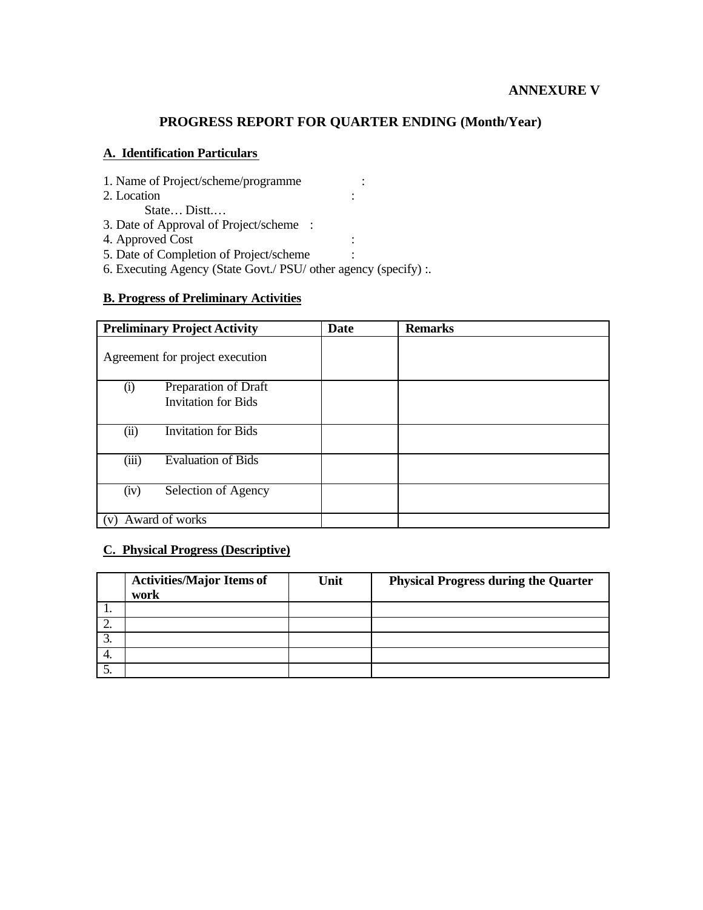**ANNEXURE V**

## PROGRESS REPORT FOR QUARTER ENDING (Month/Year)

### A. Identification Particulars

1. Name of Project/scheme/programme :
2. Location :
   State… Distt.…
3. Date of Approval of Project/scheme :
4. Approved Cost :
5. Date of Completion of Project/scheme :
6. Executing Agency (State Govt./ PSU/ other agency (specify) :.

### B. Progress of Preliminary Activities

| Preliminary Project Activity | Date | Remarks |
|---|---|---|
| Agreement for project execution | | |
| (i) Preparation of Draft Invitation for Bids | | |
| (ii) Invitation for Bids | | |
| (iii) Evaluation of Bids | | |
| (iv) Selection of Agency | | |
| (v) Award of works | | |

### C. Physical Progress (Descriptive)

| | Activities/Major Items of work | Unit | Physical Progress during the Quarter |
|---|---|---|---|
| 1. | | | |
| 2. | | | |
| 3. | | | |
| 4. | | | |
| 5. | | | |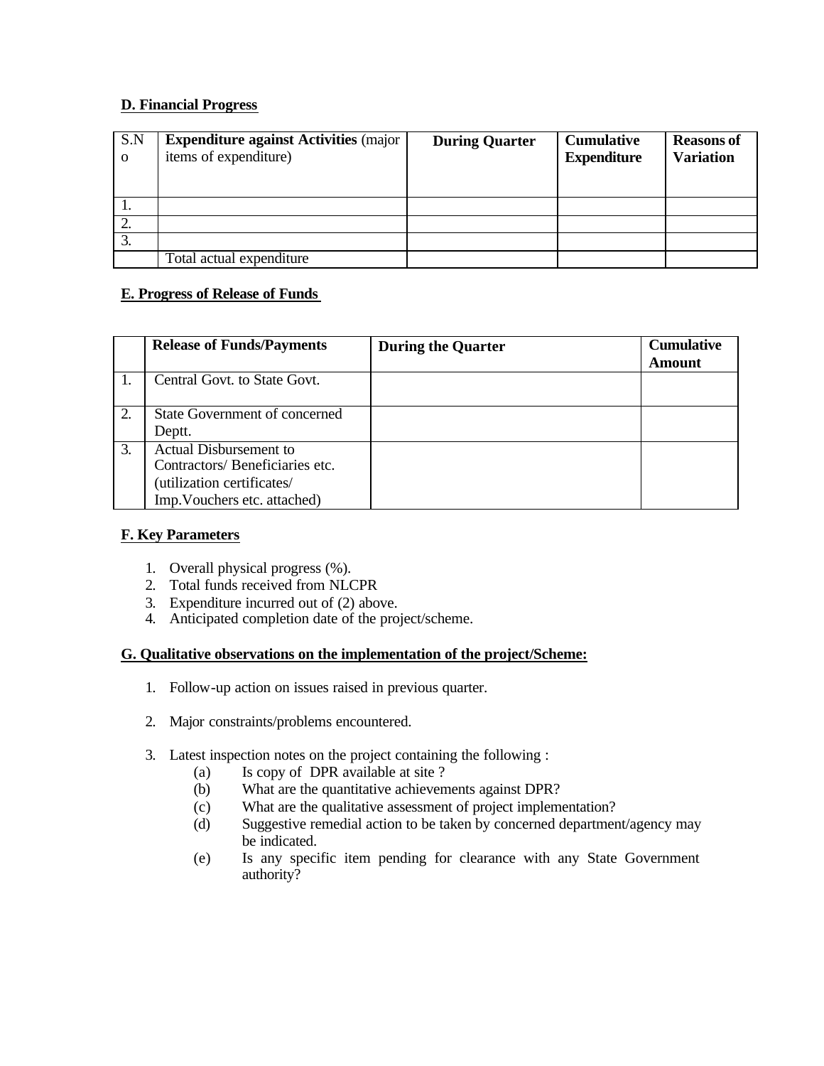**D. Financial Progress**

| S.No | **Expenditure against Activities** (major items of expenditure) | **During Quarter** | **Cumulative Expenditure** | **Reasons of Variation** |
|---|---|---|---|---|
| 1. | | | | |
| 2. | | | | |
| 3. | | | | |
| | Total actual expenditure | | | |

**E. Progress of Release of Funds**

| | **Release of Funds/Payments** | **During the Quarter** | **Cumulative Amount** |
|---|---|---|---|
| 1. | Central Govt. to State Govt. | | |
| 2. | State Government of concerned Deptt. | | |
| 3. | Actual Disbursement to Contractors/ Beneficiaries etc. (utilization certificates/ Imp.Vouchers etc. attached) | | |

**F. Key Parameters**

1. Overall physical progress (%).
2. Total funds received from NLCPR
3. Expenditure incurred out of (2) above.
4. Anticipated completion date of the project/scheme.

**G. Qualitative observations on the implementation of the project/Scheme:**

1. Follow-up action on issues raised in previous quarter.

2. Major constraints/problems encountered.

3. Latest inspection notes on the project containing the following :
   - (a) Is copy of DPR available at site ?
   - (b) What are the quantitative achievements against DPR?
   - (c) What are the qualitative assessment of project implementation?
   - (d) Suggestive remedial action to be taken by concerned department/agency may be indicated.
   - (e) Is any specific item pending for clearance with any State Government authority?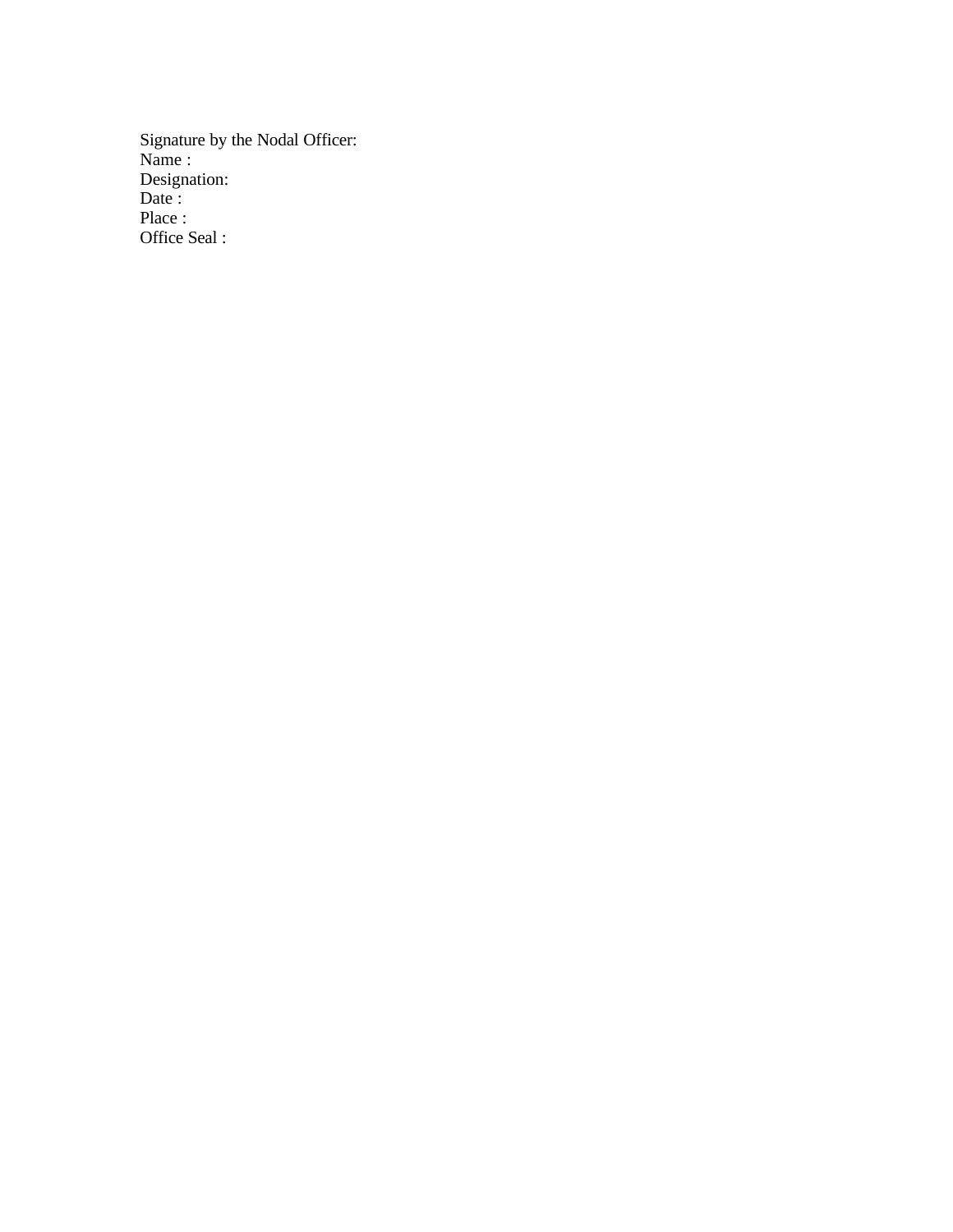Signature by the Nodal Officer:  
Name :  
Designation:  
Date :  
Place :  
Office Seal :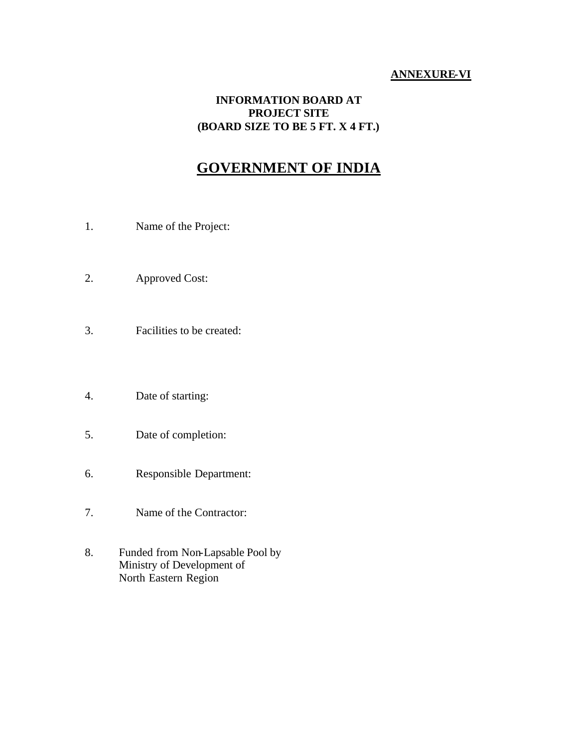**ANNEXURE-VI**

**INFORMATION BOARD AT PROJECT SITE (BOARD SIZE TO BE 5 FT. X 4 FT.)**

# GOVERNMENT OF INDIA

1. Name of the Project:

2. Approved Cost:

3. Facilities to be created:

4. Date of starting:

5. Date of completion:

6. Responsible Department:

7. Name of the Contractor:

8. Funded from Non-Lapsable Pool by Ministry of Development of North Eastern Region